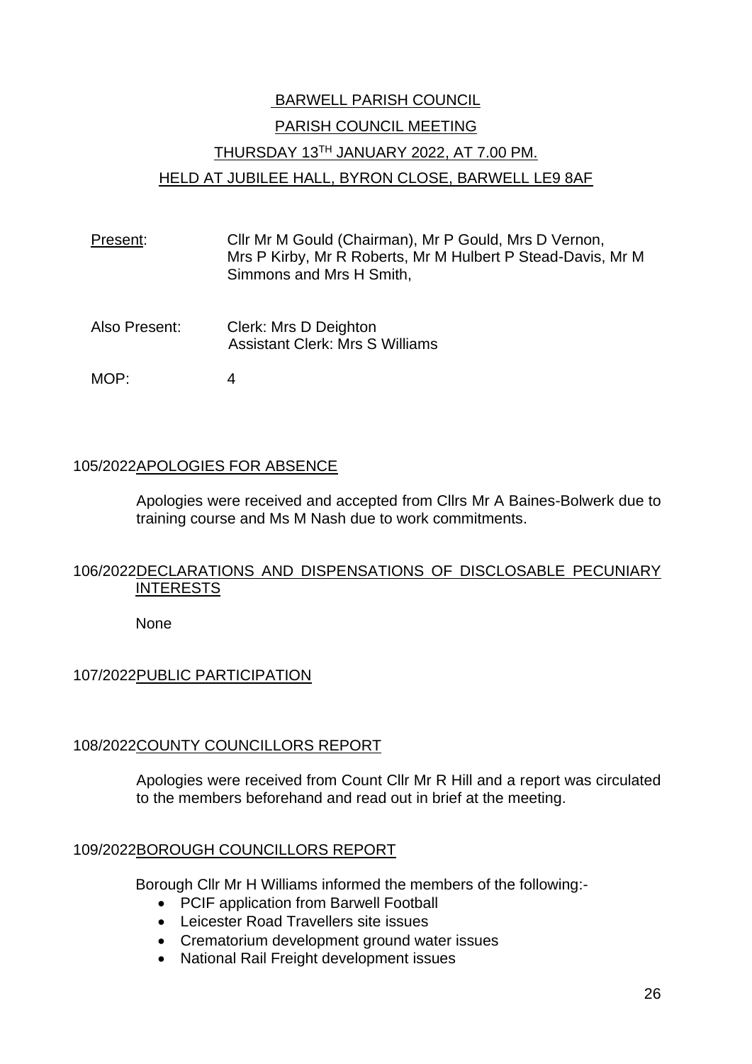# BARWELL PARISH COUNCIL

## PARISH COUNCIL MEETING

## THURSDAY 13TH JANUARY 2022, AT 7.00 PM.

## HELD AT JUBILEE HALL, BYRON CLOSE, BARWELL LE9 8AF

Present: Cllr Mr M Gould (Chairman), Mr P Gould, Mrs D Vernon, Mrs P Kirby, Mr R Roberts, Mr M Hulbert P Stead-Davis, Mr M Simmons and Mrs H Smith,

Also Present: Clerk: Mrs D Deighton
Assistant Clerk: Mrs S Williams

MOP: 4

### 105/2022 APOLOGIES FOR ABSENCE

Apologies were received and accepted from Cllrs Mr A Baines-Bolwerk due to training course and Ms M Nash due to work commitments.

### 106/2022 DECLARATIONS AND DISPENSATIONS OF DISCLOSABLE PECUNIARY INTERESTS

None

### 107/2022 PUBLIC PARTICIPATION

### 108/2022 COUNTY COUNCILLORS REPORT

Apologies were received from Count Cllr Mr R Hill and a report was circulated to the members beforehand and read out in brief at the meeting.

### 109/2022 BOROUGH COUNCILLORS REPORT

Borough Cllr Mr H Williams informed the members of the following:-

- PCIF application from Barwell Football
- Leicester Road Travellers site issues
- Crematorium development ground water issues
- National Rail Freight development issues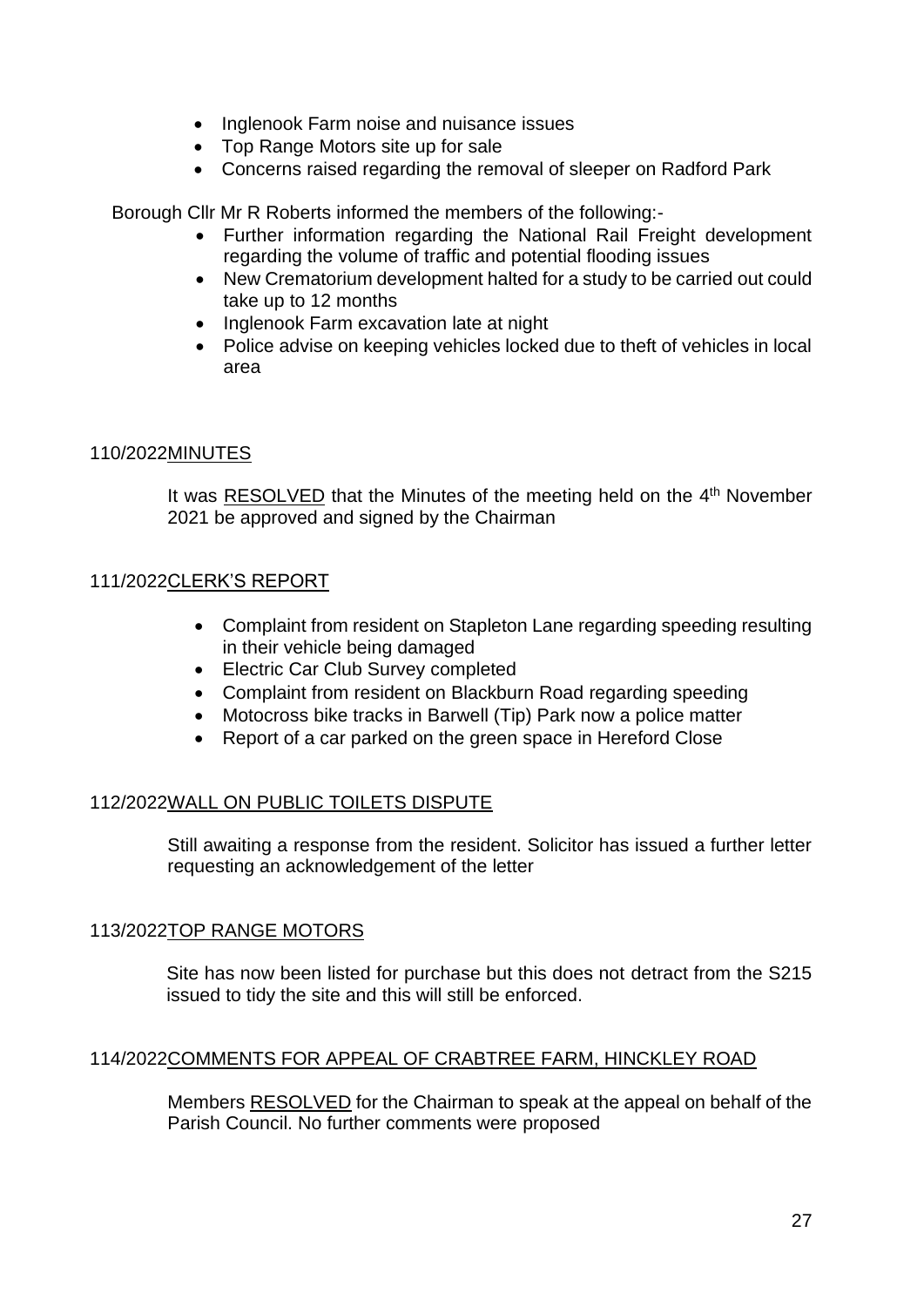- Inglenook Farm noise and nuisance issues
- Top Range Motors site up for sale
- Concerns raised regarding the removal of sleeper on Radford Park

Borough Cllr Mr R Roberts informed the members of the following:-

- Further information regarding the National Rail Freight development regarding the volume of traffic and potential flooding issues
- New Crematorium development halted for a study to be carried out could take up to 12 months
- Inglenook Farm excavation late at night
- Police advise on keeping vehicles locked due to theft of vehicles in local area

110/2022 MINUTES

It was RESOLVED that the Minutes of the meeting held on the 4th November 2021 be approved and signed by the Chairman

111/2022 CLERK'S REPORT

- Complaint from resident on Stapleton Lane regarding speeding resulting in their vehicle being damaged
- Electric Car Club Survey completed
- Complaint from resident on Blackburn Road regarding speeding
- Motocross bike tracks in Barwell (Tip) Park now a police matter
- Report of a car parked on the green space in Hereford Close

112/2022 WALL ON PUBLIC TOILETS DISPUTE

Still awaiting a response from the resident. Solicitor has issued a further letter requesting an acknowledgement of the letter

113/2022 TOP RANGE MOTORS

Site has now been listed for purchase but this does not detract from the S215 issued to tidy the site and this will still be enforced.

114/2022 COMMENTS FOR APPEAL OF CRABTREE FARM, HINCKLEY ROAD

Members RESOLVED for the Chairman to speak at the appeal on behalf of the Parish Council. No further comments were proposed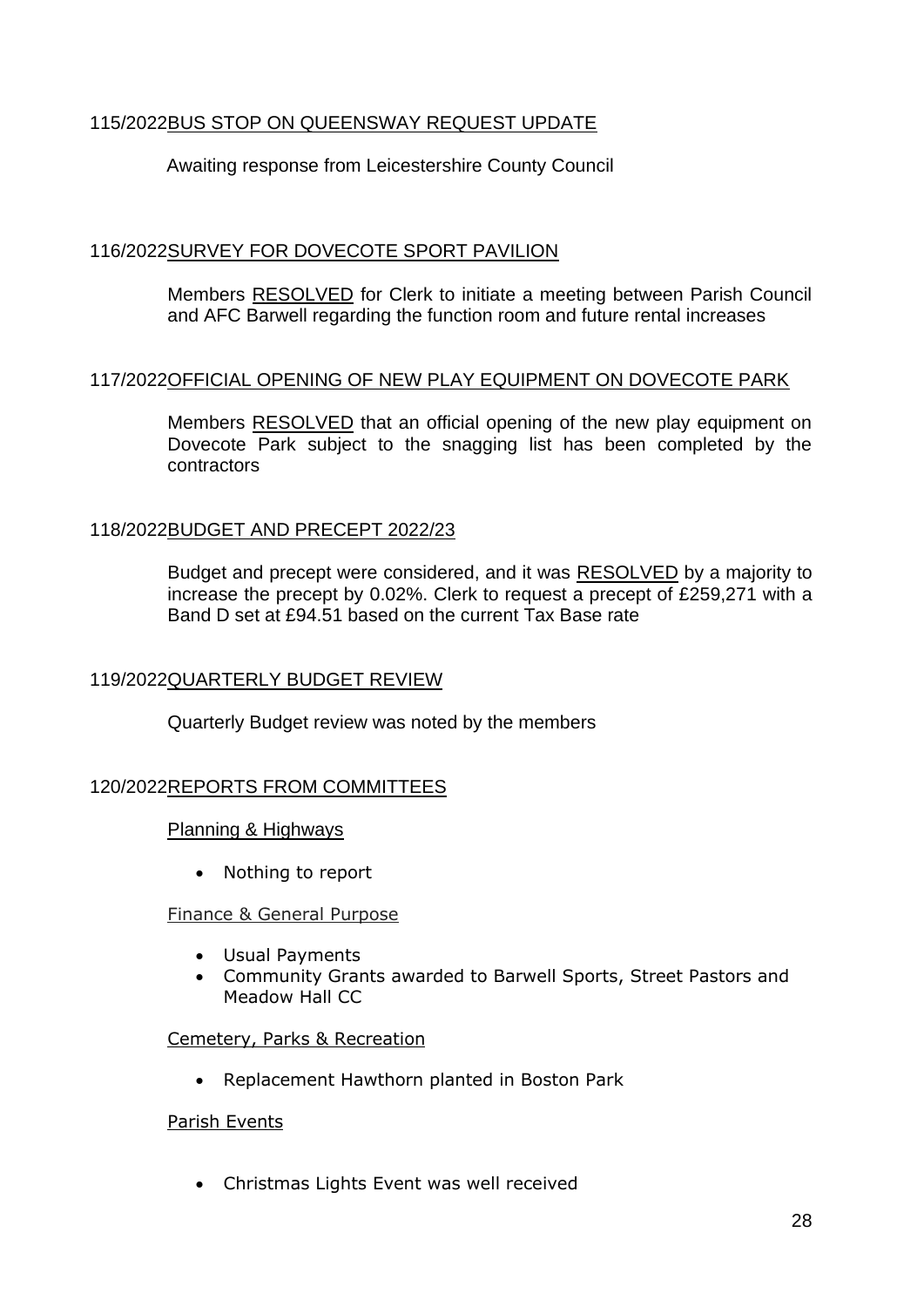## 115/2022 BUS STOP ON QUEENSWAY REQUEST UPDATE

Awaiting response from Leicestershire County Council

## 116/2022 SURVEY FOR DOVECOTE SPORT PAVILION

Members RESOLVED for Clerk to initiate a meeting between Parish Council and AFC Barwell regarding the function room and future rental increases

## 117/2022 OFFICIAL OPENING OF NEW PLAY EQUIPMENT ON DOVECOTE PARK

Members RESOLVED that an official opening of the new play equipment on Dovecote Park subject to the snagging list has been completed by the contractors

## 118/2022 BUDGET AND PRECEPT 2022/23

Budget and precept were considered, and it was RESOLVED by a majority to increase the precept by 0.02%. Clerk to request a precept of £259,271 with a Band D set at £94.51 based on the current Tax Base rate

## 119/2022 QUARTERLY BUDGET REVIEW

Quarterly Budget review was noted by the members

## 120/2022 REPORTS FROM COMMITTEES

### Planning & Highways

- Nothing to report

### Finance & General Purpose

- Usual Payments
- Community Grants awarded to Barwell Sports, Street Pastors and Meadow Hall CC

### Cemetery, Parks & Recreation

- Replacement Hawthorn planted in Boston Park

### Parish Events

- Christmas Lights Event was well received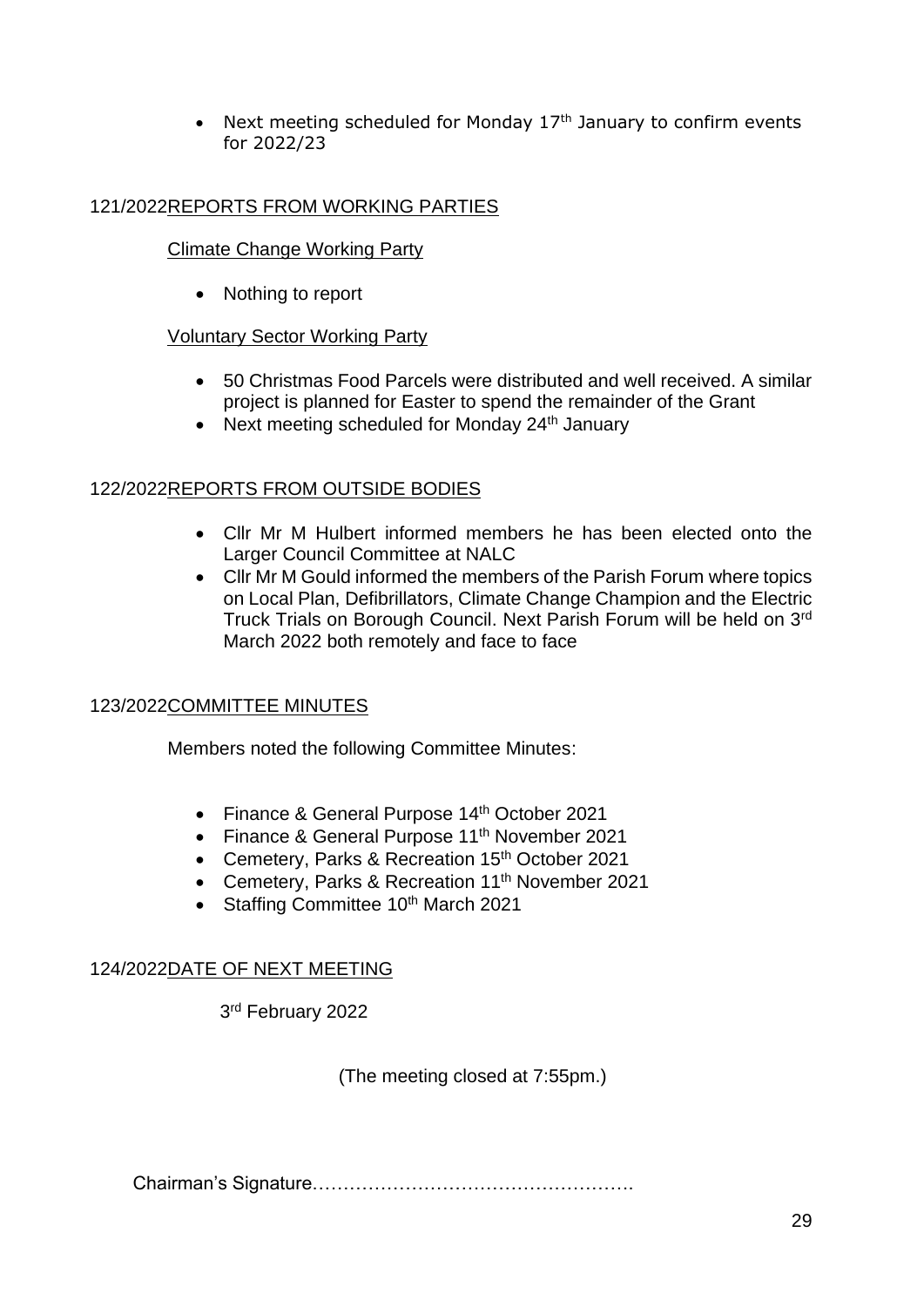- Next meeting scheduled for Monday 17th January to confirm events for 2022/23

## 121/2022 REPORTS FROM WORKING PARTIES

### Climate Change Working Party

- Nothing to report

### Voluntary Sector Working Party

- 50 Christmas Food Parcels were distributed and well received. A similar project is planned for Easter to spend the remainder of the Grant
- Next meeting scheduled for Monday 24th January

## 122/2022 REPORTS FROM OUTSIDE BODIES

- Cllr Mr M Hulbert informed members he has been elected onto the Larger Council Committee at NALC
- Cllr Mr M Gould informed the members of the Parish Forum where topics on Local Plan, Defibrillators, Climate Change Champion and the Electric Truck Trials on Borough Council. Next Parish Forum will be held on 3rd March 2022 both remotely and face to face

## 123/2022 COMMITTEE MINUTES

Members noted the following Committee Minutes:

- Finance & General Purpose 14th October 2021
- Finance & General Purpose 11th November 2021
- Cemetery, Parks & Recreation 15th October 2021
- Cemetery, Parks & Recreation 11th November 2021
- Staffing Committee 10th March 2021

## 124/2022 DATE OF NEXT MEETING

3rd February 2022

(The meeting closed at 7:55pm.)

Chairman's Signature…………………………………………….